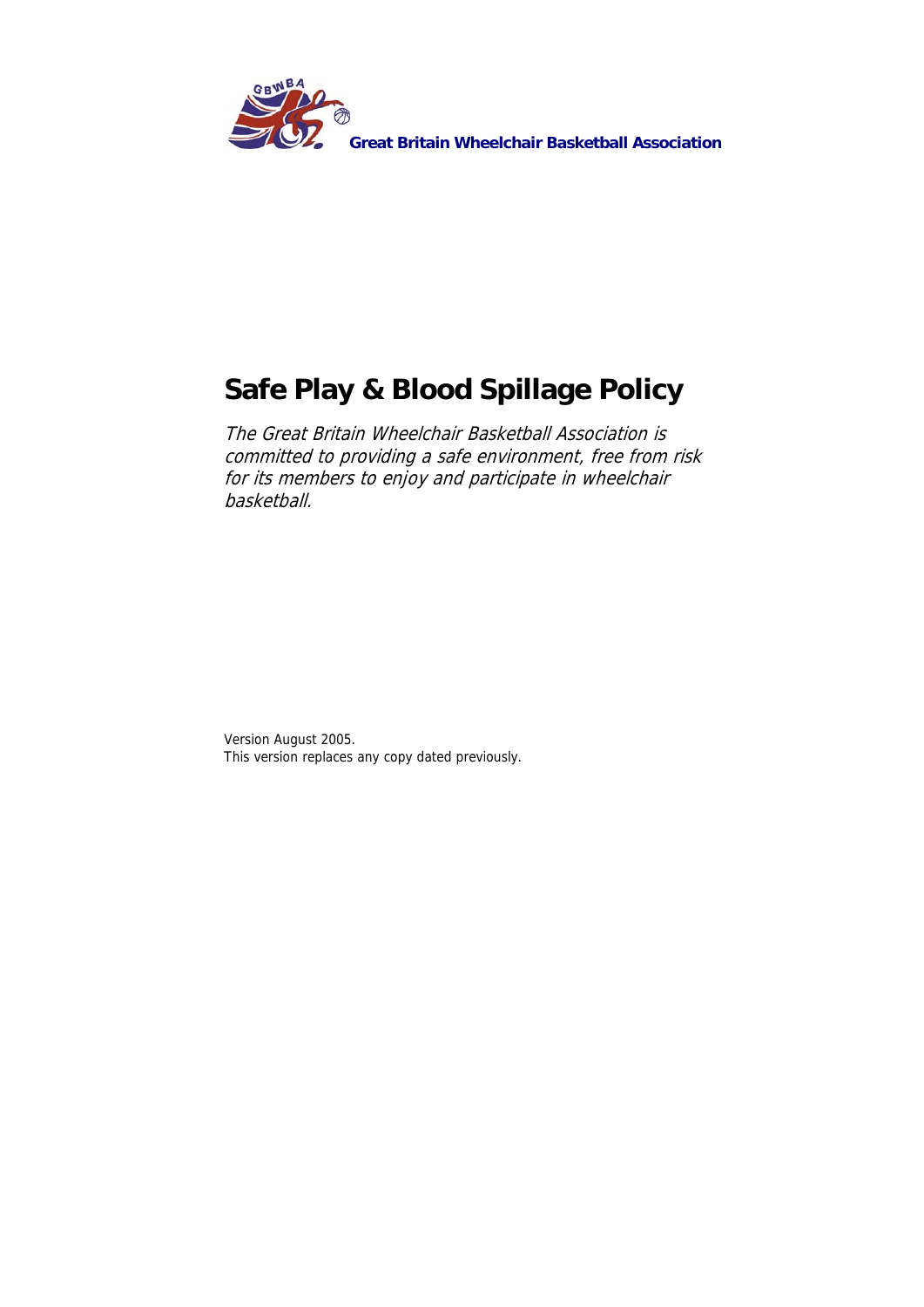**Great Britain Wheelchair Basketball Association**

# Safe Play & Blood Spillage Policy

*The Great Britain Wheelchair Basketball Association is committed to providing a safe environment, free from risk for its members to enjoy and participate in wheelchair basketball.*

Version August 2005.
This version replaces any copy dated previously.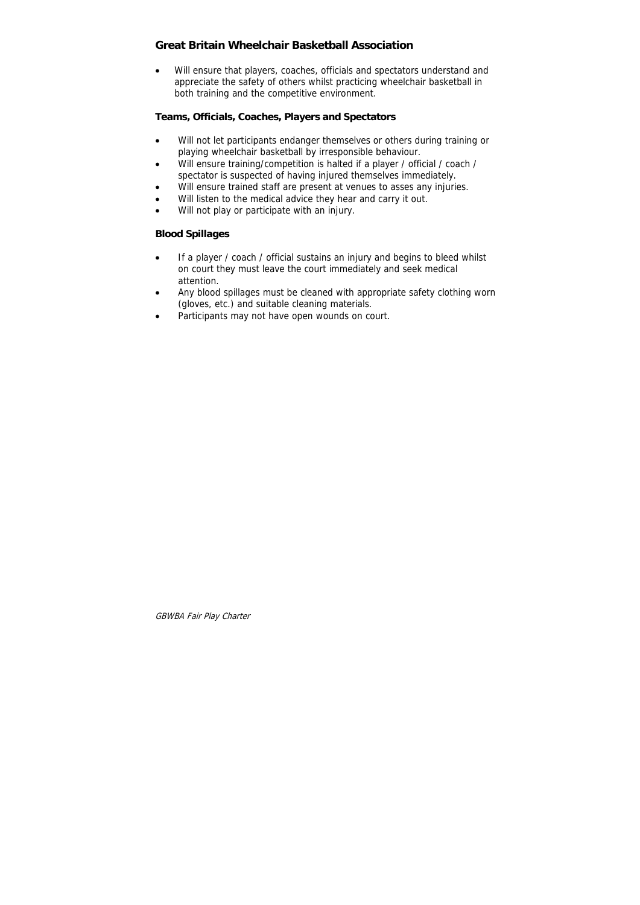## Great Britain Wheelchair Basketball Association

- Will ensure that players, coaches, officials and spectators understand and appreciate the safety of others whilst practicing wheelchair basketball in both training and the competitive environment.

### Teams, Officials, Coaches, Players and Spectators

- Will not let participants endanger themselves or others during training or playing wheelchair basketball by irresponsible behaviour.
- Will ensure training/competition is halted if a player / official / coach / spectator is suspected of having injured themselves immediately.
- Will ensure trained staff are present at venues to asses any injuries.
- Will listen to the medical advice they hear and carry it out.
- Will not play or participate with an injury.

### Blood Spillages

- If a player / coach / official sustains an injury and begins to bleed whilst on court they must leave the court immediately and seek medical attention.
- Any blood spillages must be cleaned with appropriate safety clothing worn (gloves, etc.) and suitable cleaning materials.
- Participants may not have open wounds on court.